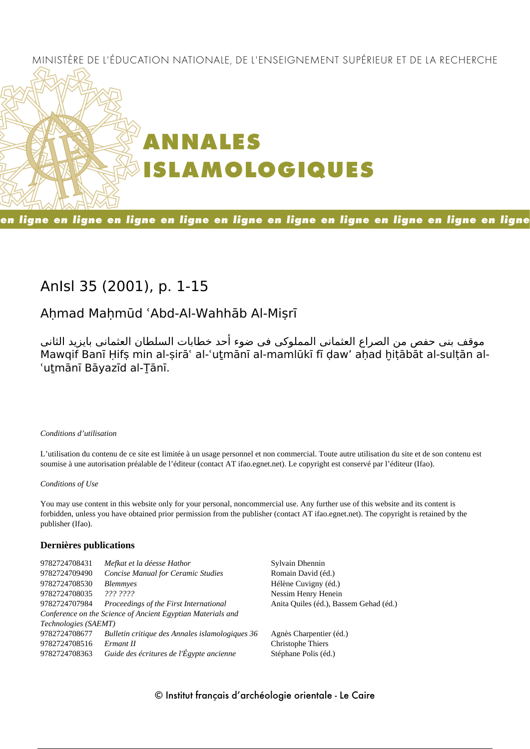MINISTÈRE DE L'ÉDUCATION NATIONALE, DE L'ENSEIGNEMENT SUPÉRIEUR ET DE LA RECHERCHE

# ANNALES ISLAMOLOGIQUES

**en ligne en ligne en ligne en ligne en ligne en ligne en ligne en ligne en ligne en ligne**

## AnIsl 35 (2001), p. 1-15

### Aḥmad Maḥmūd ʿAbd-Al-Wahhāb Al-Miṣrī

موقف بنى حفص من الصراع العثمانى المملوكى فى ضوء أحد خطابات السلطان العثمانى بايزيد الثانى
Mawqif Banī Ḥifṣ min al-ṣirāʿ al-ʿuṯmānī al-mamlūkī fī ḍawʾ aḥad ḫiṭābāt al-sulṭān al-ʿuṯmānī Bāyazīd al-Ṯānī.

*Conditions d'utilisation*

L'utilisation du contenu de ce site est limitée à un usage personnel et non commercial. Toute autre utilisation du site et de son contenu est soumise à une autorisation préalable de l'éditeur (contact AT ifao.egnet.net). Le copyright est conservé par l'éditeur (Ifao).

*Conditions of Use*

You may use content in this website only for your personal, noncommercial use. Any further use of this website and its content is forbidden, unless you have obtained prior permission from the publisher (contact AT ifao.egnet.net). The copyright is retained by the publisher (Ifao).

**Dernières publications**

| | | |
|---|---|---|
| 9782724708431 | *Mefkat et la déesse Hathor* | Sylvain Dhennin |
| 9782724709490 | *Concise Manual for Ceramic Studies* | Romain David (éd.) |
| 9782724708530 | *Blemmyes* | Hélène Cuvigny (éd.) |
| 9782724708035 | *??? ????* | Nessim Henry Henein |
| 9782724707984 | *Proceedings of the First International Conference on the Science of Ancient Egyptian Materials and Technologies (SAEMT)* | Anita Quiles (éd.), Bassem Gehad (éd.) |
| 9782724708677 | *Bulletin critique des Annales islamologiques 36* | Agnès Charpentier (éd.) |
| 9782724708516 | *Ermant II* | Christophe Thiers |
| 9782724708363 | *Guide des écritures de l'Égypte ancienne* | Stéphane Polis (éd.) |

© Institut français d'archéologie orientale - Le Caire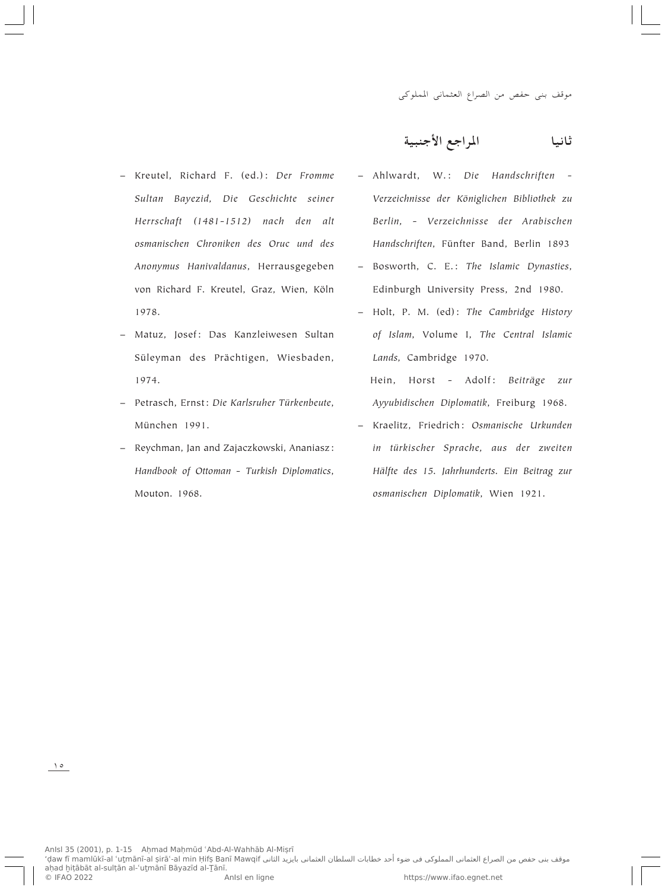## ثانيا　　المراجع الأجنبية

- Ahlwardt, W.: *Die Handschriften - Verzeichnisse der Königlichen Bibliothek zu Berlin, - Verzeichnisse der Arabischen Handschriften*, Fünfter Band, Berlin 1893
- Bosworth, C. E.: *The Islamic Dynasties*, Edinburgh University Press, 2nd 1980.
- Holt, P. M. (ed): *The Cambridge History of Islam*, Volume I, *The Central Islamic Lands*, Cambridge 1970.

  Hein, Horst - Adolf: *Beiträge zur Ayyubidischen Diplomatik*, Freiburg 1968.
- Kraelitz, Friedrich: *Osmanische Urkunden in türkischer Sprache, aus der zweiten Hälfte des 15. Jahrhunderts. Ein Beitrag zur osmanischen Diplomatik*, Wien 1921.
- Kreutel, Richard F. (ed.): *Der Fromme Sultan Bayezid, Die Geschichte seiner Herrschaft (1481-1512) nach den alt osmanischen Chroniken des Oruc und des Anonymus Hanivaldanus*, Herrausgegeben von Richard F. Kreutel, Graz, Wien, Köln 1978.
- Matuz, Josef: Das Kanzleiwesen Sultan Süleyman des Prächtigen, Wiesbaden, 1974.
- Petrasch, Ernst: *Die Karlsruher Türkenbeute*, München 1991.
- Reychman, Jan and Zajaczkowski, Ananiasz: *Handbook of Ottoman - Turkish Diplomatics*, Mouton. 1968.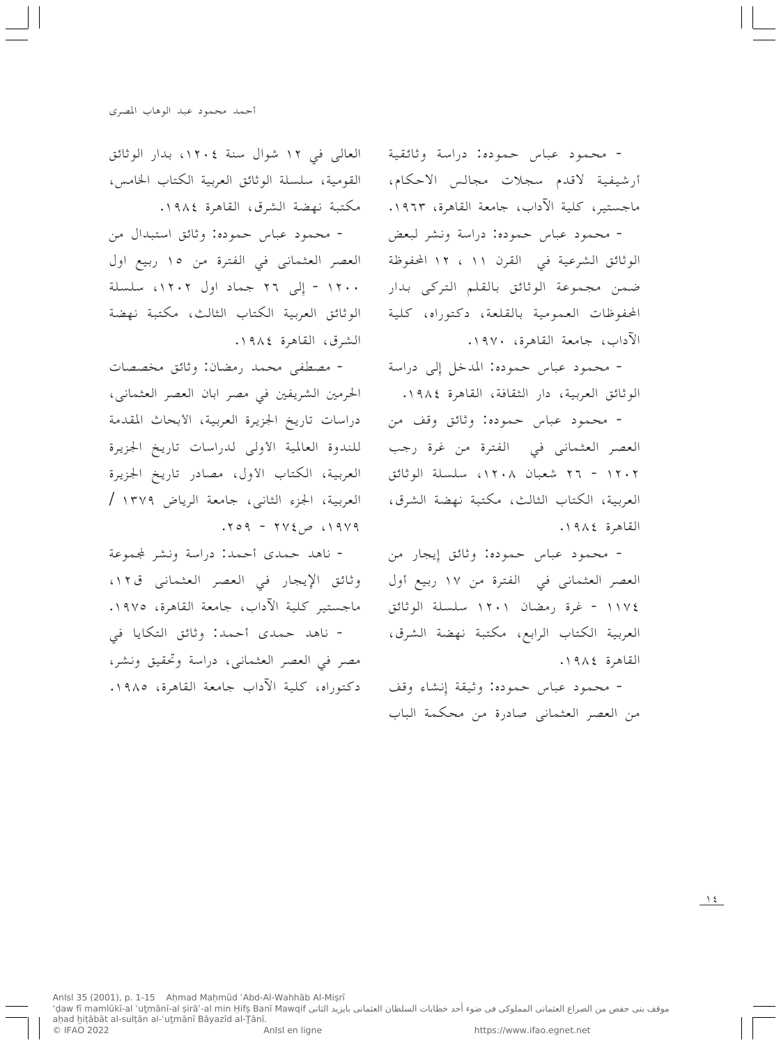- محمود عباس حموده: دراسة وثائقية أرشيفية لاقدم سجلات مجالس الاحكام، ماجستير، كلية الآداب، جامعة القاهرة، ١٩٦٣.

- محمود عباس حموده: دراسة ونشر لبعض الوثائق الشرعية في القرن ١١ ، ١٢ المحفوظة ضمن مجموعة الوثائق بالقلم التركى بدار المحفوظات العمومية بالقلعة، دكتوراه، كلية الآداب، جامعة القاهرة، ١٩٧٠.

- محمود عباس حموده: المدخل إلى دراسة الوثائق العربية، دار الثقافة، القاهرة ١٩٨٤.

- محمود عباس حموده: وثائق وقف من العصر العثمانى في الفترة من غرة رجب ١٢٠٢ - ٢٦ شعبان ١٢٠٨، سلسلة الوثائق العربية، الكتاب الثالث، مكتبة نهضة الشرق، القاهرة ١٩٨٤.

- محمود عباس حموده: وثائق إيجار من العصر العثمانى في الفترة من ١٧ ربيع أول ١١٧٤ - غرة رمضان ١٢٠١ سلسلة الوثائق العربية الكتاب الرابع، مكتبة نهضة الشرق، القاهرة ١٩٨٤.

- محمود عباس حموده: وثيقة إنشاء وقف من العصر العثمانى صادرة من محكمة الباب العالى في ١٢ شوال سنة ١٢٠٤، بدار الوثائق القومية، سلسلة الوثائق العربية الكتاب الخامس، مكتبة نهضة الشرق، القاهرة ١٩٨٤.

- محمود عباس حموده: وثائق استبدال من العصر العثمانى في الفترة من ١٥ ربيع اول ١٢٠٠ - إلى ٢٦ جماد اول ١٢٠٢، سلسلة الوثائق العربية الكتاب الثالث، مكتبة نهضة الشرق، القاهرة ١٩٨٤.

- مصطفى محمد رمضان: وثائق مخصصات الحرمين الشريفين في مصر ابان العصر العثمانى، دراسات تاريخ الجزيرة العربية، الأبحاث المقدمة للندوة العالمية الأولى لدراسات تاريخ الجزيرة العربية، الكتاب الأول، مصادر تاريخ الجزيرة العربية، الجزء الثانى، جامعة الرياض ١٣٧٩ / ١٩٧٩، ص٢٧٤ - ٢٥٩.

- ناهد حمدى أحمد: دراسة ونشر لمجموعة وثائق الإيجار في العصر العثمانى ق١٢، ماجستير كلية الآداب، جامعة القاهرة، ١٩٧٥.

- ناهد حمدى أحمد: وثائق التكايا في مصر في العصر العثمانى، دراسة وتحقيق ونشر، دكتوراه، كلية الآداب جامعة القاهرة، ١٩٨٥.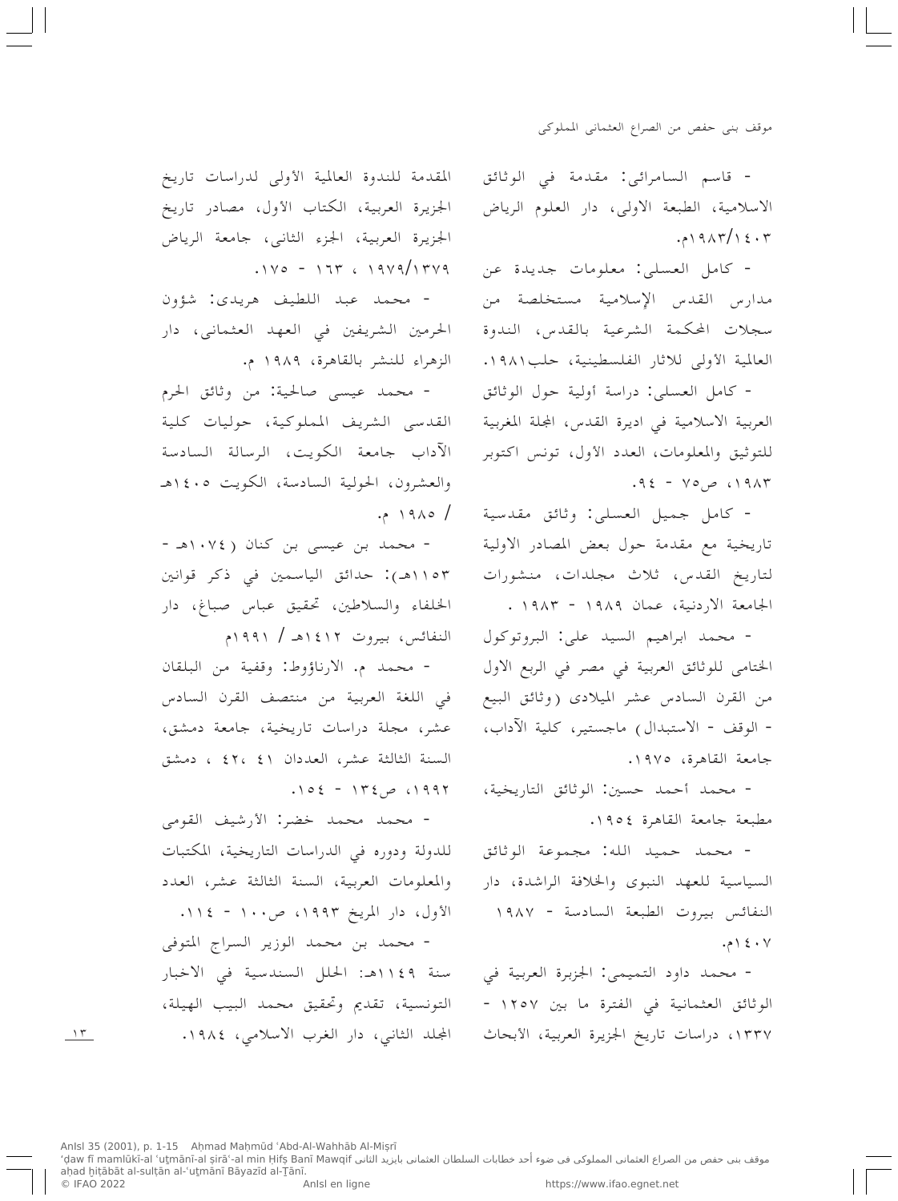- قاسم السامرائى: مقدمة في الوثائق الاسلامية، الطبعة الاولى، دار العلوم الرياض ١٤٠٣/١٩٨٣م.

- كامل العسلى: معلومات جديدة عن مدارس القدس الإسلامية مستخلصة من سجلات المحكمة الشرعية بالقدس، الندوة العالمية الأولى للاثار الفلسطينية، حلب١٩٨١.

- كامل العسلى: دراسة أولية حول الوثائق العربية الاسلامية في اديرة القدس، المجلة المغربية للتوثيق والمعلومات، العدد الأول، تونس اكتوبر ١٩٨٣، ص٧٥ - ٩٤.

- كامل جميل العسلى: وثائق مقدسية تاريخية مع مقدمة حول بعض المصادر الاولية لتاريخ القدس، ثلاث مجلدات، منشورات الجامعة الاردنية، عمان ١٩٨٩ - ١٩٨٣ .

- محمد ابراهيم السيد على: البروتوكول الختامى للوثائق العربية في مصر في الربع الاول من القرن السادس عشر الميلادى (وثائق البيع - الوقف - الاستبدال) ماجستير، كلية الآداب، جامعة القاهرة، ١٩٧٥.

- محمد أحمد حسين: الوثائق التاريخية، مطبعة جامعة القاهرة ١٩٥٤.

- محمد حميد الله: مجموعة الوثائق السياسية للعهد النبوى والخلافة الراشدة، دار النفائس بيروت الطبعة السادسة - ١٩٨٧ ١٤٠٧م.

- محمد داود التميمى: الجزيرة العربية في الوثائق العثمانية في الفترة ما بين ١٢٥٧ - ١٣٣٧، دراسات تاريخ الجزيرة العربية، الأبحاث المقدمة للندوة العالمية الأولى لدراسات تاريخ الجزيرة العربية، الكتاب الأول، مصادر تاريخ الجزيرة العربية، الجزء الثانى، جامعة الرياض ١٣٧٩/١٩٧٩ ، ١٦٣ - ١٧٥.

- محمد عبد اللطيف هريدى: شؤون الحرمين الشريفين في العهد العثمانى، دار الزهراء للنشر بالقاهرة، ١٩٨٩ م.

- محمد عيسى صالحية: من وثائق الحرم القدسى الشريف المملوكية، حوليات كلية الآداب جامعة الكويت، الرسالة السادسة والعشرون، الحولية السادسة، الكويت ١٤٠٥هـ / ١٩٨٥ م.

- محمد بن عيسى بن كنان (١٠٧٤هـ - ١١٥٣هـ): حدائق الياسمين في ذكر قوانين الخلفاء والسلاطين، تحقيق عباس صباغ، دار النفائس، بيروت ١٤١٢هـ / ١٩٩١م

- محمد م. الارناؤوط: وقفية من البلقان في اللغة العربية من منتصف القرن السادس عشر، مجلة دراسات تاريخية، جامعة دمشق، السنة الثالثة عشر، العددان ٤١ ،٤٢ ، دمشق ١٩٩٢، ص١٣٤ - ١٥٤.

- محمد محمد خضر: الأرشيف القومى للدولة ودوره في الدراسات التاريخية، المكتبات والمعلومات العربية، السنة الثالثة عشر، العدد الأول، دار المريخ ١٩٩٣، ص١٠٠ - ١١٤.

- محمد بن محمد الوزير السراج المتوفى سنة ١١٤٩هـ: الحلل السندسية في الاخبار التونسية، تقديم وتحقيق محمد البيب الهيلة، المجلد الثاني، دار الغرب الاسلامي، ١٩٨٤.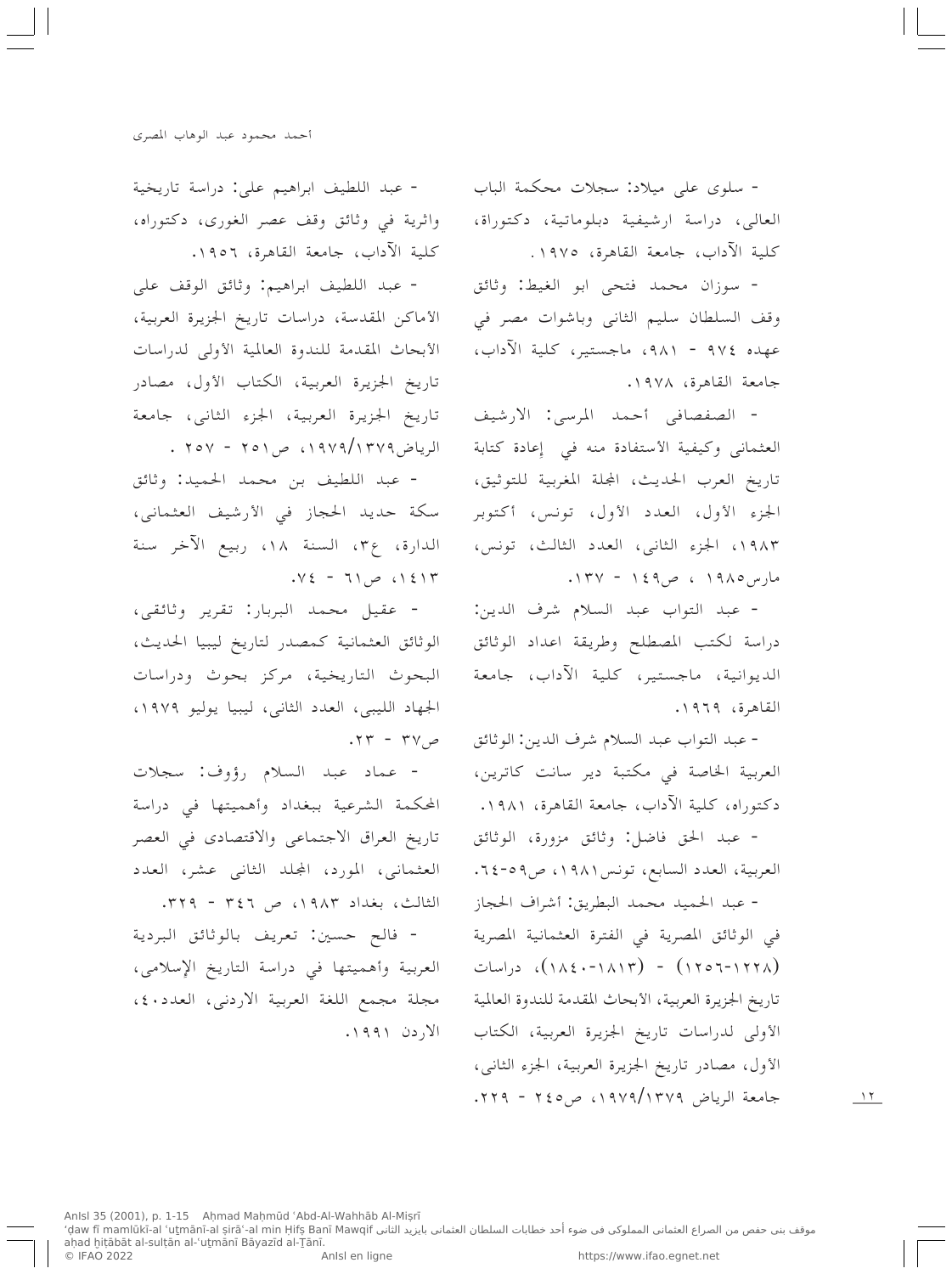- سلوى على ميلاد: سجلات محكمة الباب العالى، دراسة ارشيفية دبلوماتية، دكتوراة، كلية الآداب، جامعة القاهرة، ١٩٧٥.

- سوزان محمد فتحى ابو الغيط: وثائق وقف السلطان سليم الثانى وباشوات مصر في عهده ٩٧٤ - ٩٨١، ماجستير، كلية الآداب، جامعة القاهرة، ١٩٧٨.

- الصفصافى أحمد المرسى: الارشيف العثمانى وكيفية الأستفادة منه في إعادة كتابة تاريخ العرب الحديث، المجلة المغربية للتوثيق، الجزء الأول، العدد الأول، تونس، أكتوبر ١٩٨٣، الجزء الثانى، العدد الثالث، تونس، مارس١٩٨٥ ، ص١٤٩ - ١٣٧.

- عبد التواب عبد السلام شرف الدين: دراسة لكتب المصطلح وطريقة اعداد الوثائق الديوانية، ماجستير، كلية الآداب، جامعة القاهرة، ١٩٦٩.

- عبد التواب عبد السلام شرف الدين: الوثائق العربية الخاصة في مكتبة دير سانت كاترين، دكتوراه، كلية الآداب، جامعة القاهرة، ١٩٨١.

- عبد الحق فاضل: وثائق مزورة، الوثائق العربية، العدد السابع، تونس١٩٨١، ص٥٩-٦٤.

- عبد الحميد محمد البطريق: أشراف الحجاز في الوثائق المصرية في الفترة العثمانية المصرية (١٢٢٨-١٢٥٦) - (١٨١٣-١٨٤٠)، دراسات تاريخ الجزيرة العربية، الأبحاث المقدمة للندوة العالمية الأولى لدراسات تاريخ الجزيرة العربية، الكتاب الأول، مصادر تاريخ الجزيرة العربية، الجزء الثانى، جامعة الرياض ١٣٧٩/١٩٧٩، ص٢٤٥ - ٢٢٩.

- عبد اللطيف ابراهيم على: دراسة تاريخية واثرية في وثائق وقف عصر الغورى، دكتوراه، كلية الآداب، جامعة القاهرة، ١٩٥٦.

- عبد اللطيف ابراهيم: وثائق الوقف على الأماكن المقدسة، دراسات تاريخ الجزيرة العربية، الأبحاث المقدمة للندوة العالمية الأولى لدراسات تاريخ الجزيرة العربية، الكتاب الأول، مصادر تاريخ الجزيرة العربية، الجزء الثانى، جامعة الرياض١٣٧٩/١٩٧٩، ص٢٥١ - ٢٥٧ .

- عبد اللطيف بن محمد الحميد: وثائق سكة حديد الحجاز في الأرشيف العثمانى، الدارة، ع٣، السنة ١٨، ربيع الآخر سنة ١٤١٣، ص٦١ - ٧٤.

- عقيل محمد البربار: تقرير وثائقى، الوثائق العثمانية كمصدر لتاريخ ليبيا الحديث، البحوث التاريخية، مركز بحوث ودراسات الجهاد الليبى، العدد الثانى، ليبيا يوليو ١٩٧٩، ص٣٧ - ٢٣.

- عماد عبد السلام رؤوف: سجلات المحكمة الشرعية ببغداد وأهميتها في دراسة تاريخ العراق الاجتماعى والاقتصادى في العصر العثمانى، المورد، المجلد الثانى عشر، العدد الثالث، بغداد ١٩٨٣، ص ٣٤٦ - ٣٢٩.

- فالح حسين: تعريف بالوثائق البردية العربية وأهميتها في دراسة التاريخ الإسلامى، مجلة مجمع اللغة العربية الاردنى، العدد٤٠، الاردن ١٩٩١.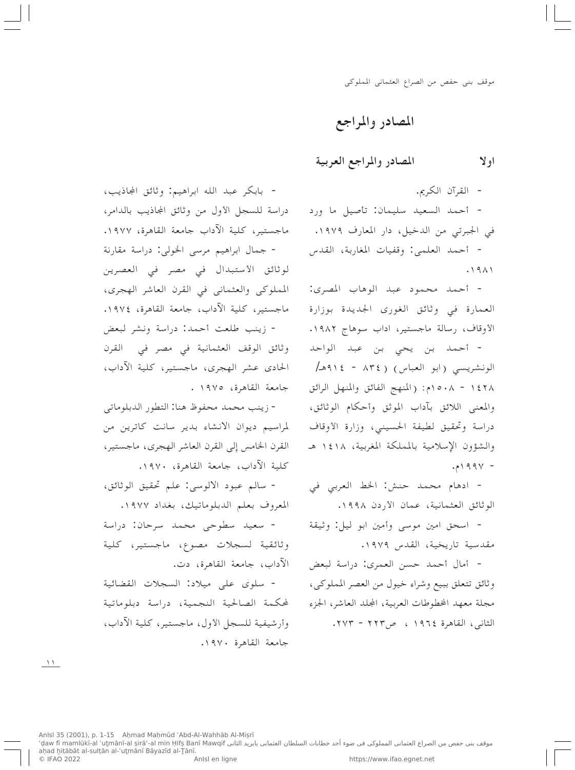# المصادر والمراجع

## اولا المصادر والمراجع العربية

- القرآن الكريم.

- أحمد السعيد سليمان: تأصيل ما ورد في الجبرتي من الدخيل، دار المعارف ١٩٧٩.

- أحمد العلمى: وقفيات المغاربة، القدس ١٩٨١.

- أحمد محمود عبد الوهاب المصرى: العمارة في وثائق الغورى الجديدة بوزارة الأوقاف، رسالة ماجستير، اداب سوهاج ١٩٨٢.

- أحمد بن يحي بن عبد الواحد الونشريسي (ابو العباس) (٨٣٤ - ٩١٤هـ/ ١٤٢٨ - ١٥٠٨م: (المنهج الفائق والمنهل الرائق والمعنى اللائق بآداب الموثق وأحكام الوثائق، دراسة وتحقيق لطيفة الحسيني، وزارة الأوقاف والشؤون الإسلامية بالمملكة المغربية، ١٤١٨ هـ - ١٩٩٧م.

- ادهام محمد حنش: الخط العربي في الوثائق العثمانية، عمان الأردن ١٩٩٨.

- اسحق امين موسى وأمين ابو ليل: وثيقة مقدسية تاريخية، القدس ١٩٧٩.

- أمال أحمد حسن العمرى: دراسة لبعض وثائق تتعلق ببيع وشراء خيول من العصر المملوكى، مجلة معهد المخطوطات العربية، المجلد العاشر، الجزء الثانى، القاهرة ١٩٦٤ ، ص٢٢٣ - ٢٧٣.

- بابكر عبد الله ابراهيم: وثائق المجاذيب، دراسة للسجل الأول من وثائق المجاذيب بالدامر، ماجستير، كلية الآداب جامعة القاهرة، ١٩٧٧.

- جمال ابراهيم مرسى الخولى: دراسة مقارنة لوثائق الأستبدال في مصر في العصرين المملوكى والعثمانى في القرن العاشر الهجرى، ماجستير، كلية الآداب، جامعة القاهرة، ١٩٧٤.

- زينب طلعت أحمد: دراسة ونشر لبعض وثائق الوقف العثمانية في مصر في القرن الحادى عشر الهجرى، ماجستير، كلية الآداب، جامعة القاهرة، ١٩٧٥ .

- زينب محمد محفوظ هنا: التطور الدبلوماتى لمراسيم ديوان الانشاء بدير سانت كاترين من القرن الخامس إلى القرن العاشر الهجرى، ماجستير، كلية الآداب، جامعة القاهرة، ١٩٧٠.

- سالم عبود الالوسى: علم تحقيق الوثائق، المعروف بعلم الدبلوماتيك، بغداد ١٩٧٧.

- سعيد سطوحى محمد سرحان: دراسة وثائقية لسجلات مصوع، ماجستير، كلية الآداب، جامعة القاهرة، دت.

- سلوى على ميلاد: السجلات القضائية لمحكمة الصالحية النجمية، دراسة دبلوماتية وأرشيفية للسجل الأول، ماجستير، كلية الآداب، جامعة القاهرة ١٩٧٠.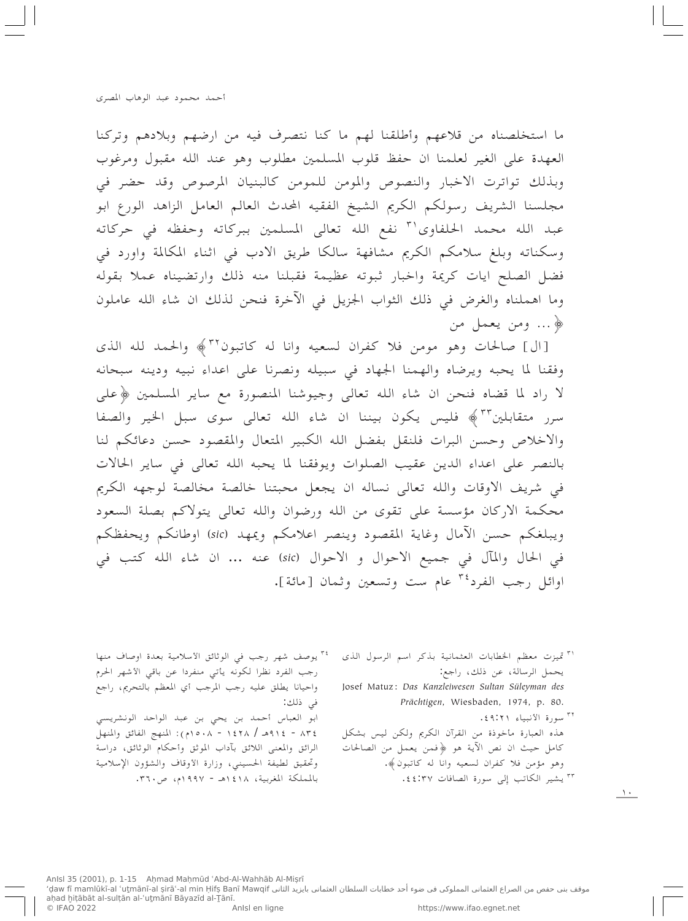ما استخلصناه من قلاعهم وأطلقنا لهم ما كنا نتصرف فيه من ارضهم وبلادهم وتركنا العهدة على الغير لعلمنا ان حفظ قلوب المسلمين مطلوب وهو عند الله مقبول ومرغوب وبذلك تواترت الاخبار والنصوص والمومن للمومن كالبنيان المرصوص وقد حضر في مجلسنا الشريف رسولكم الكريم الشيخ الفقيه المحدث العالم العامل الزاهد الورع ابو عبد الله محمد الحلفاوى[31] نفع الله تعالى المسلمين ببركاته وحفظه في حركاته وسكناته وبلغ سلامكم الكريم مشافهة سالكا طريق الادب في اثناء المكالمة واورد في فضل الصلح ايات كريمة واخبار ثبوته عظيمة فقبلنا منه ذلك وارتضيناه عملا بقوله وما اهملناه والغرض في ذلك الثواب الجزيل في الآخرة فنحن لذلك ان شاء الله عاملون ﴿... ومن يعمل من [ال] صالحات وهو مومن فلا كفران لسعيه وانا له كاتبون[32]﴾ والحمد لله الذى وفقنا لما يحبه ويرضاه والهمنا الجهاد في سبيله ونصرنا على اعداء نبيه ودينه سبحانه لا راد لما قضاه فنحن ان شاء الله تعالى وجيوشنا المنصورة مع ساير المسلمين ﴿على سرر متقابلين[33]﴾ فليس يكون بيننا ان شاء الله تعالى سوى سبل الخير والصفا والاخلاص وحسن البرات فلنقل بفضل الله الكبير المتعال والمقصود حسن دعائكم لنا بالنصر على اعداء الدين عقيب الصلوات ويوفقنا لما يحبه الله تعالى في ساير الحالات في شريف الاوقات والله تعالى نساله ان يجعل محبتنا خالصة مخالصة لوجهه الكريم محكمة الاركان مؤسسة على تقوى من الله ورضوان والله تعالى يتولاكم بصلة السعود ويبلغكم حسن الآمال وغاية المقصود وينصر اعلامكم ويمهد (*sic*) اوطانكم ويحفظكم في الحال والمآل في جميع الاحوال و الاحوال (*sic*) عنه ... ان شاء الله كتب في اوائل رجب الفرد[34] عام ست وتسعين وثمان [مائة].

---

[31] تميزت معظم الخطابات العثمانية بذكر اسم الرسول الذى يحمل الرسالة، عن ذلك، راجع:
Josef Matuz: *Das Kanzleiwesen Sultan Süleyman des Prächtigen*, Wiesbaden, 1974, p. 80.

[32] سورة الأنبياء ٢١:٩٤.
هذه العبارة مأخوذة من القرآن الكريم ولكن ليس بشكل كامل حيث ان نص الآية هو ﴿فمن يعمل من الصالحات وهو مؤمن فلا كفران لسعيه وانا له كاتبون﴾.

[33] يشير الكاتب إلى سورة الصافات ٣٧:٤٤.

[34] يوصف شهر رجب في الوثائق الأسلامية بعدة اوصاف منها رجب الفرد نظرا لكونه يأتي منفردا عن باقي الأشهر الحرم واحيانا يطلق عليه رجب المرجب أي المعظم بالتحريم، راجع في ذلك:
ابو العباس أحمد بن يحي بن عبد الواحد الونشريسي ٨٣٤ - ٩١٤هـ / ١٤٢٨ - ١٥٠٨م): المنهج الفائق والمنهل الرائق والمعنى اللائق بآداب الموثق وأحكام الوثائق، دراسة وتحقيق لطيفة الحسيني، وزارة الأوقاف والشؤون الإسلامية بالمملكة المغربية، ١٤١٨هـ - ١٩٩٧م، ص٣٦٠.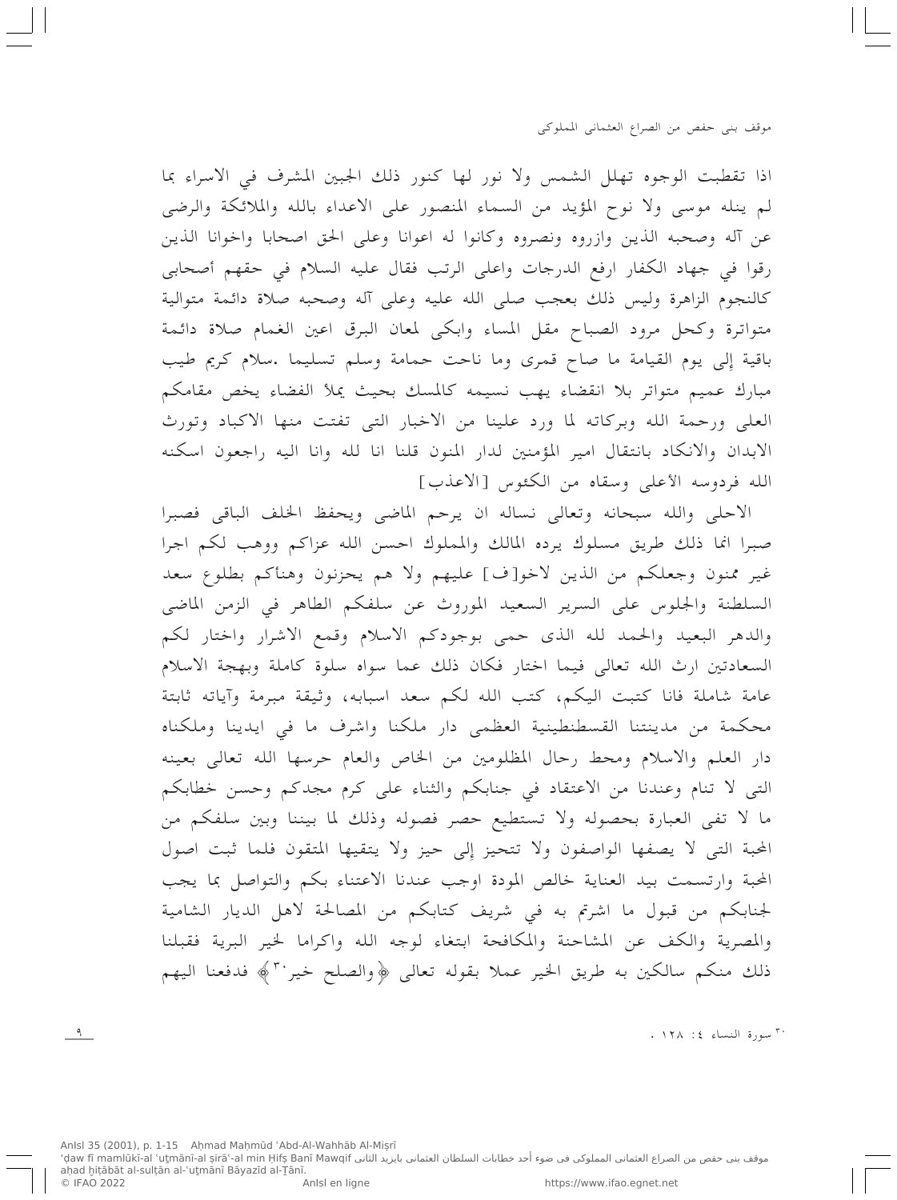اذا تقطبت الوجوه تهلل الشمس ولا نور لها كنور ذلك الجبين المشرف في الاسراء بما لم ينله موسى ولا نوح المؤيد من السماء المنصور على الاعداء بالله والملائكة والرضى عن آله وصحبه الذين وازروه ونصروه وكانوا له اعوانا وعلى الحق اصحابا واخوانا الذين رقوا في جهاد الكفار ارفع الدرجات واعلى الرتب فقال عليه السلام في حقهم أصحابى كالنجوم الزاهرة وليس ذلك بعجب صلى الله عليه وعلى آله وصحبه صلاة دائمة متوالية متواترة وكحل مرود الصباح مقل المساء وابكى لمعان البرق اعين الغمام صلاة دائمة باقية إلى يوم القيامة ما صاح قمرى وما ناحت حمامة وسلم تسليما .سلام كريم طيب مبارك عميم متواتر بلا انقضاء يهب نسيمه كالمسك بحيث يملأ الفضاء يخص مقامكم العلى ورحمة الله وبركاته لما ورد علينا من الاخبار التى تفتت منها الاكباد وتورث الابدان والانكاد بانتقال امير المؤمنين لدار المنون قلنا انا لله وانا اليه راجعون اسكنه الله فردوسه الأعلى وسقاه من الكئوس [الاعذب]

الاحلى والله سبحانه وتعالى نساله ان يرحم الماضى ويحفظ الخلف الباقى فصبرا صبرا انما ذلك طريق مسلوك يرده المالك والمملوك احسن الله عزاكم ووهب لكم اجرا غير ممنون وجعلكم من الذين لاخو[ف] عليهم ولا هم يحزنون وهنأكم بطلوع سعد السلطنة والجلوس على السرير السعيد الموروث عن سلفكم الطاهر في الزمن الماضى والدهر البعيد والحمد لله الذى حمى بوجودكم الاسلام وقمع الاشرار واختار لكم السعادتين ارث الله تعالى فيما اختار فكان ذلك عما سواه سلوة كاملة وبهجة الاسلام عامة شاملة فانا كتبت اليكم، كتب الله لكم سعد اسبابه، وثيقة مبرمة وآياته ثابتة محكمة من مدينتنا القسطنطينية العظمى دار ملكنا واشرف ما في ايدينا وملكناه دار العلم والاسلام ومحط رحال المظلومين من الخاص والعام حرسها الله تعالى بعينه التى لا تنام وعندنا من الاعتقاد في جنابكم والثناء على كرم مجدكم وحسن خطابكم ما لا تفى العبارة بحصوله ولا تستطيع حصر فصوله وذلك لما بيننا وبين سلفكم من المحبة التى لا يصفها الواصفون ولا تتحيز إلى حيز ولا يتقيها المتقون فلما ثبت اصول المحبة وارتسمت بيد العناية خالص المودة اوجب عندنا الاعتناء بكم والتواصل بما يجب لجنابكم من قبول ما اشرتم به في شريف كتابكم من المصالحة لاهل الديار الشامية والمصرية والكف عن المشاحنة والمكافحة ابتغاء لوجه الله واكراما لخير البرية فقبلنا ذلك منكم سالكين به طريق الخير عملا بقوله تعالى ﴿والصلح خير[30]﴾ فدفعنا اليهم

[30] سورة النساء ٤: ١٢٨ .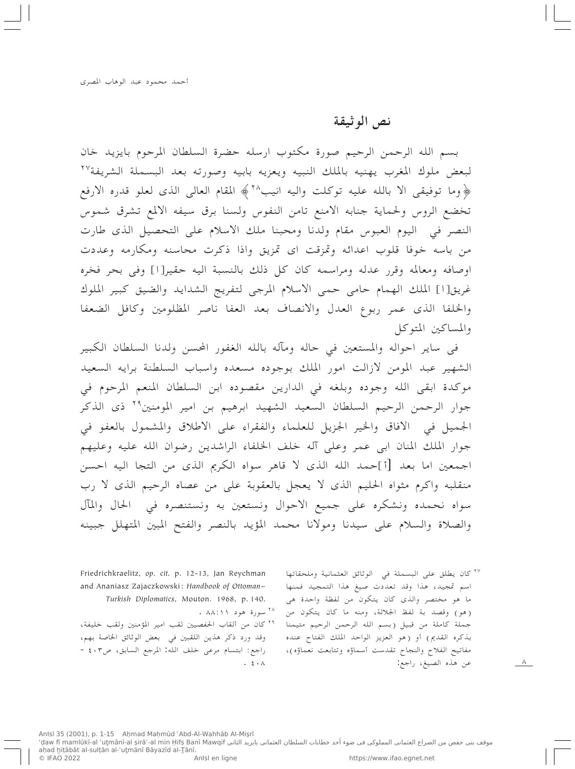## نص الوثيقة

بسم الله الرحمن الرحيم صورة مكتوب ارسله حضرة السلطان المرحوم بايزيد خان لبعض ملوك المغرب يهنيه بالملك النبيه ويعزيه بابيه وصورته بعد البسملة الشريفة[٢٧] ﴿وما توفيقى الا بالله عليه توكلت واليه انيب[٢٨]﴾ المقام العالى الذى لعلو قدره الارفع تخضع الروس والحماية جنابه الامنع تامن النفوس ولسنا برق سيفه الالمع تشرق شموس النصر في اليوم العبوس مقام ولدنا ومحبنا ملك الاسلام على التحصيل الذى طارت من باسه خوفا قلوب اعدائه وتمزقت اى تمزيق واذا ذكرت محاسنه ومكارمه وعددت اوصافه ومعالمه وقرر عدله ومراسمه كان كل ذلك بالنسبة اليه حقير[ا] وفى بحر فخره غريق[ا] الملك الهمام حامى حمى الاسلام المرجى لتفريج الشدايد والضيق كبير الملوك والخلفا الذى عمر ربوع العدل والانصاف بعد العفا ناصر المظلومين وكافل الضعفا والمساكين المتوكل

فى ساير احواله والمستعين في حاله ومآله بالله الغفور المحسن ولدنا السلطان الكبير الشهير عبد المومن لازالت امور الملك بوجوده مسعده واسباب السلطنة برايه السعيد موكدة ابقى الله وجوده وبلغه في الدارين مقصوده ابن السلطان المنعم المرحوم في جوار الرحمن الرحيم السلطان السعيد الشهيد ابرهيم بن امير المومنين[٢٩] ذى الذكر الجميل في الافاق والخير الجزيل للعلماء والفقراء على الاطلاق والمشمول بالعفو في جوار الملك المنان ابى عمر وعلى آله خلف الخلفاء الراشدين رضوان الله عليه وعليهم اجمعين اما بعد [أ]حمد الله الذى لا قاهر سواه الكريم الذى من التجا اليه احسن منقلبه واكرم مثواه الحليم الذى لا يعجل بالعقوبة على من عصاه الرحيم الذى لا رب سواه نحمده ونشكره على جميع الاحوال ونستعين به ونستنصره في الحال والمآل والصلاة والسلام على سيدنا ومولانا محمد المؤيد بالنصر والفتح المبين المتهلل جبينه

---

[٢٧] كان يطلق على البسملة في الوثائق العثمانية وملحقاتها اسم تمجيد، هذا وقد تعددت صيغ هذا التمجيد فمنها ما هو مختصر والذى كان يتكون من لفظة واحدة هى (هو) وقصد بة لفظ الجلالة، ومنه ما كان يتكون من جملة كاملة من قبيل (بسم الله الرحمن الرحيم) متيمنا بذكره القديم) أو (هو العزيز الواحد الملك الفتاح عنده مفاتيح الفلاح والنجاح تقدست أسماؤه وتتابعت نعماؤه)، عن هذه الصيغ، راجع: Friedrichkraelitz, *op. cit.* p. 12-13, Jan Reychman and Ananiasz Zajaczkowski: *Handbook of Ottoman–Turkish Diplomatics*, Mouton. 1968, p. 140.

[٢٨] سورة هود ١١: ٨٨ .

[٢٩] كان من ألقاب الحفصيين لقب امير المؤمنين ولقب خليفة، وقد ورد ذكر هذين اللقبين في بعض الوثائق الخاصة بهم، راجع: ابتسام مرعى خلف الله: المرجع السابق، ص٤٠٣ - ٤٠٨ .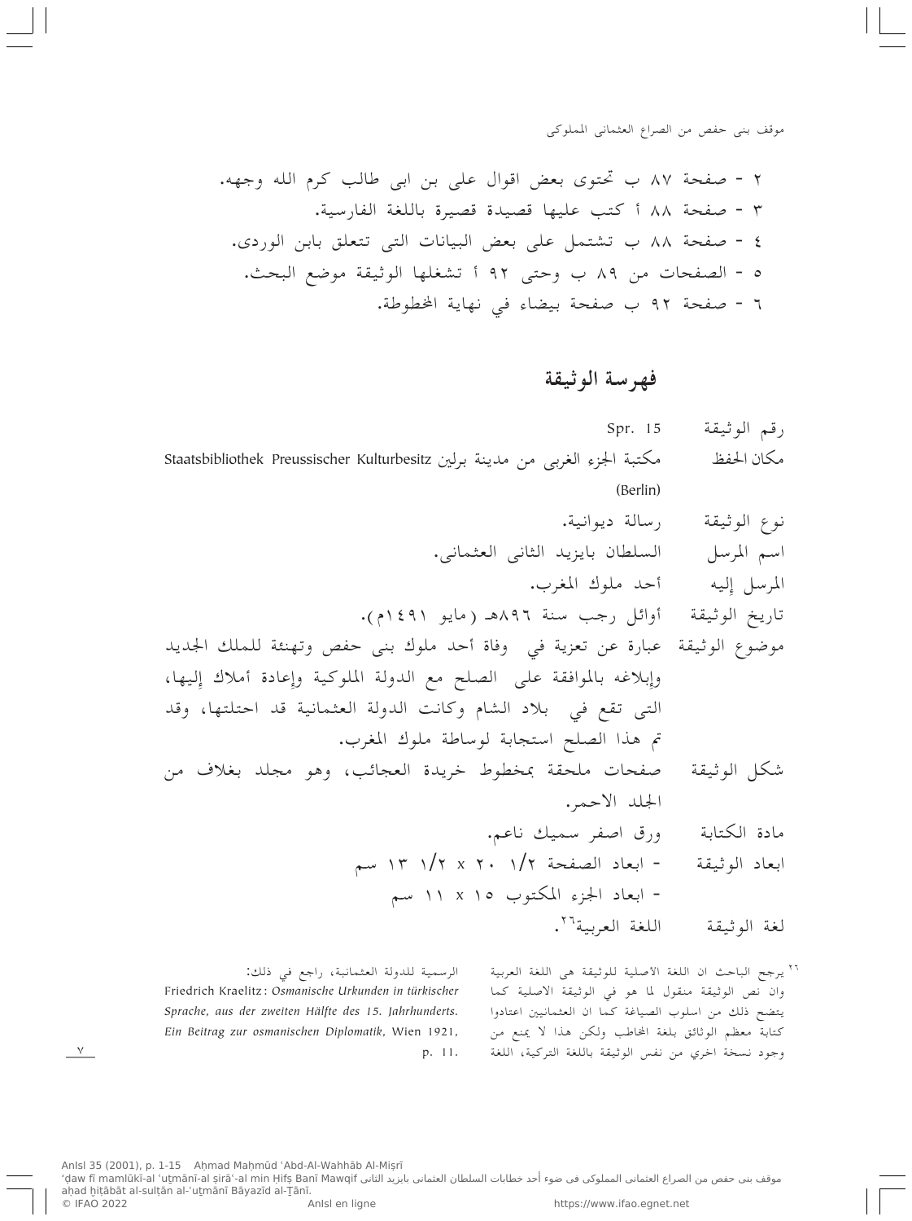٢ - صفحة ٨٧ ب تحتوى بعض اقوال على بن ابى طالب كرم الله وجهه.

٣ - صفحة ٨٨ أ كتب عليها قصيدة قصيرة باللغة الفارسية.

٤ - صفحة ٨٨ ب تشتمل على بعض البيانات التى تتعلق بابن الوردى.

٥ - الصفحات من ٨٩ ب وحتى ٩٢ أ تشغلها الوثيقة موضع البحث.

٦ - صفحة ٩٢ ب صفحة بيضاء في نهاية المخطوطة.

## فهرسة الوثيقة

| | |
|---|---|
| رقم الوثيقة | Spr. 15 |
| مكان الحفظ | مكتبة الجزء الغربى من مدينة برلين Staatsbibliothek Preussischer Kulturbesitz (Berlin) |
| نوع الوثيقة | رسالة ديوانية. |
| اسم المرسل | السلطان بايزيد الثانى العثمانى. |
| المرسل إليه | أحد ملوك المغرب. |
| تاريخ الوثيقة | أوائل رجب سنة ٨٩٦هـ (مايو ١٤٩١م). |
| موضوع الوثيقة | عبارة عن تعزية في وفاة أحد ملوك بنى حفص وتهنئة للملك الجديد وإبلاغه بالموافقة على الصلح مع الدولة المملوكية وإعادة أملاك إليها، التى تقع في بلاد الشام وكانت الدولة العثمانية قد احتلتها، وقد تم هذا الصلح استجابة لوساطة ملوك المغرب. |
| شكل الوثيقة | صفحات ملحقة بمخطوط خريدة العجائب، وهو مجلد بغلاف من الجلد الاحمر. |
| مادة الكتابة | ورق اصفر سميك ناعم. |
| ابعاد الوثيقة | - ابعاد الصفحة ٢٠ ١/٢ x ١٣ ١/٢ سم<br>- ابعاد الجزء المكتوب ١٥ x ١١ سم |
| لغة الوثيقة | اللغة العربية[٢٦]. |

[٢٦] يرجح الباحث ان اللغة الأصلية للوثيقة هى اللغة العربية وان نص الوثيقة منقول لما هو في الوثيقة الاصلية كما يتضح ذلك من اسلوب الصياغة كما ان العثمانيين اعتادوا كتابة معظم الوثائق بلغة المخاطب ولكن هذا لا يمنع من وجود نسخة اخري من نفس الوثيقة باللغة التركية، اللغة الرسمية للدولة العثمانية، راجع في ذلك: Friedrich Kraelitz: *Osmanische Urkunden in türkischer Sprache, aus der zweiten Hälfte des 15. Jahrhunderts. Ein Beitrag zur osmanischen Diplomatik*, Wien 1921, p. 11.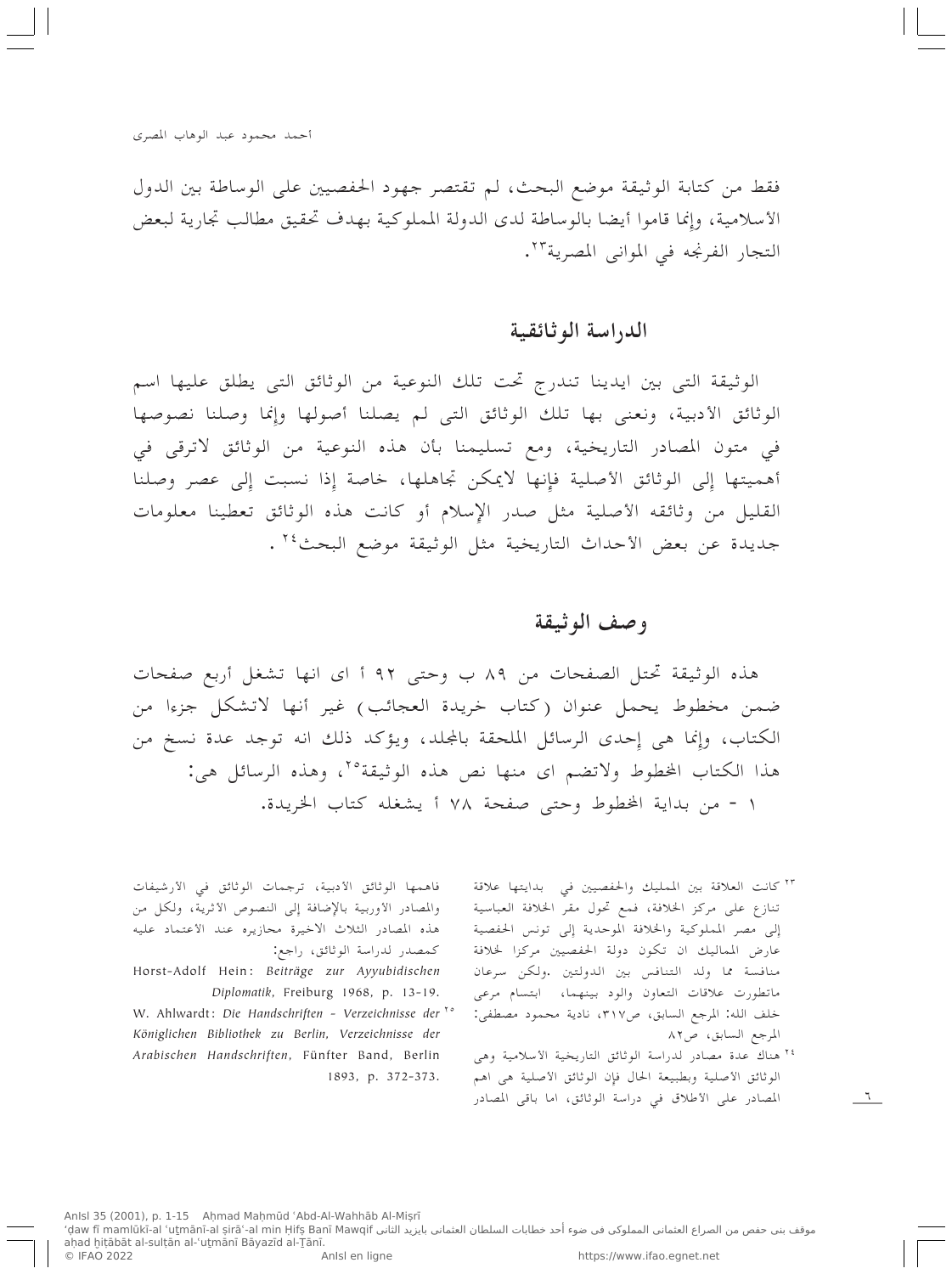فقط من كتابة الوثيقة موضع البحث، لم تقتصر جهود الحفصيين على الوساطة بين الدول الأسلامية، وإنما قاموا أيضا بالوساطة لدى الدولة المملوكية بهدف تحقيق مطالب تجارية لبعض التجار الفرنجه في الموانى المصرية[٢٣].

## الدراسة الوثائقية

الوثيقة التى بين ايدينا تندرج تحت تلك النوعية من الوثائق التى يطلق عليها اسم الوثائق الأدبية، ونعنى بها تلك الوثائق التى لم يصلنا أصولها وإنما وصلنا نصوصها في متون المصادر التاريخية، ومع تسليمنا بأن هذه النوعية من الوثائق لاترقى في أهميتها إلى الوثائق الأصلية فإنها لايمكن تجاهلها، خاصة إذا نسبت إلى عصر وصلنا القليل من وثائقه الأصلية مثل صدر الإسلام أو كانت هذه الوثائق تعطينا معلومات جديدة عن بعض الأحداث التاريخية مثل الوثيقة موضع البحث[٢٤].

## وصف الوثيقة

هذه الوثيقة تحتل الصفحات من ٨٩ ب وحتى ٩٢ أ اى انها تشغل أربع صفحات ضمن مخطوط يحمل عنوان (كتاب خريدة العجائب) غير أنها لاتشكل جزءا من الكتاب، وإنما هى إحدى الرسائل الملحقة بالمجلد، ويؤكد ذلك انه توجد عدة نسخ من هذا الكتاب المخطوط ولاتضم اى منها نص هذه الوثيقة[٢٥]، وهذه الرسائل هى:

١ - من بداية المخطوط وحتى صفحة ٧٨ أ يشغله كتاب الخريدة.

---

[٢٣] كانت العلاقة بين المماليك والحفصيين في بدايتها علاقة تنازع على مركز الخلافة، فمع تحول مقر الخلافة العباسية إلى مصر المملوكية والخلافة الموحدية إلى تونس الحفصية عارض المماليك ان تكون دولة الحفصيين مركزا لخلافة منافسة مما ولد التنافس بين الدولتين .ولكن سرعان ماتطورت علاقات التعاون والود بينهما، ابتسام مرعى خلف الله: المرجع السابق، ص٣١٧، نادية محمود مصطفى: المرجع السابق، ص٨٢

[٢٤] هناك عدة مصادر لدراسة الوثائق التاريخية الأسلامية وهى الوثائق الأصلية وبطبيعة الحال فإن الوثائق الأصلية هى اهم المصادر على الاطلاق في دراسة الوثائق، اما باقى المصادر فاهمها الوثائق الادبية، ترجمات الوثائق في الارشيفات والمصادر الاوربية بالإضافة إلى النصوص الاثرية، ولكل من هذه المصادر الثلاث الاخيرة محازيره عند الأعتماد عليه كمصدر لدراسة الوثائق، راجع:

Horst-Adolf Hein: *Beiträge zur Ayyubidischen Diplomatik*, Freiburg 1968, p. 13-19.

[٢٥] W. Ahlwardt: *Die Handschriften - Verzeichnisse der Königlichen Bibliothek zu Berlin, Verzeichnisse der Arabischen Handschriften*, Fünfter Band, Berlin 1893, p. 372-373.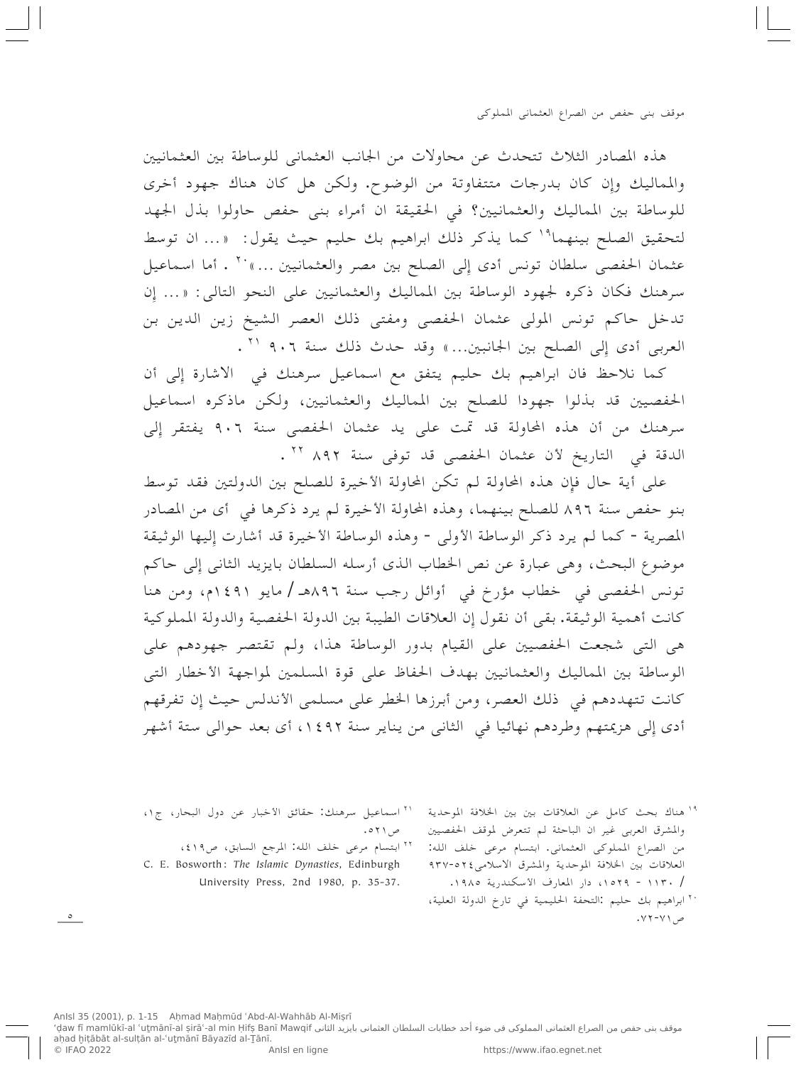هذه المصادر الثلاث تتحدث عن محاولات من الجانب العثمانى للوساطة بين العثمانيين والمماليك وإن كان بدرجات متفاوتة من الوضوح. ولكن هل كان هناك جهود أخرى للوساطة بين المماليك والعثمانيين؟ في الحقيقة ان أمراء بنى حفص حاولوا بذل الجهد لتحقيق الصلح بينهما[19] كما يذكر ذلك ابراهيم بك حليم حيث يقول: «... ان توسط عثمان الحفصى سلطان تونس أدى إلى الصلح بين مصر والعثمانيين ...»[20]. أما اسماعيل سرهنك فكان ذكره لجهود الوساطة بين المماليك والعثمانيين على النحو التالى: «... إن تدخل حاكم تونس المولى عثمان الحفصى ومفتى ذلك العصر الشيخ زين الدين بن العربى أدى إلى الصلح بين الجانبين...» وقد حدث ذلك سنة ٩٠٦ [21].

كما نلاحظ فان ابراهيم بك حليم يتفق مع اسماعيل سرهنك في الاشارة إلى أن الحفصيين قد بذلوا جهودا للصلح بين المماليك والعثمانيين، ولكن ماذكره اسماعيل سرهنك من أن هذه المحاولة قد تمت على يد عثمان الحفصى سنة ٩٠٦ يفتقر إلى الدقة في التاريخ لأن عثمان الحفصى قد توفى سنة ٨٩٢ [22].

على أية حال فإن هذه المحاولة لم تكن المحاولة الأخيرة للصلح بين الدولتين فقد توسط بنو حفص سنة ٨٩٦ للصلح بينهما، وهذه المحاولة الأخيرة لم يرد ذكرها في أى من المصادر المصرية - كما لم يرد ذكر الوساطة الأولى - وهذه الوساطة الأخيرة قد أشارت إليها الوثيقة موضوع البحث، وهى عبارة عن نص الخطاب الذى أرسله السلطان بايزيد الثانى إلى حاكم تونس الحفصى في خطاب مؤرخ في أوائل رجب سنة ٨٩٦هـ/ مايو ١٤٩١م، ومن هنا كانت أهمية الوثيقة. بقى أن نقول إن العلاقات الطيبة بين الدولة الحفصية والدولة المملوكية هى التى شجعت الحفصيين على القيام بدور الوساطة هذا، ولم تقتصر جهودهم على الوساطة بين المماليك والعثمانيين بهدف الحفاظ على قوة المسلمين لمواجهة الأخطار التى كانت تتهددهم في ذلك العصر، ومن أبرزها الخطر على مسلمى الأندلس حيث إن تفرقهم أدى إلى هزيمتهم وطردهم نهائيا في الثانى من يناير سنة ١٤٩٢، أى بعد حوالى ستة أشهر

---

[19] هناك بحث كامل عن العلاقات بين بين الخلافة الموحدية والمشرق العربى غير ان الباحثة لم تتعرض لموقف الحفصيين من الصراع المملوكى العثمانى. ابتسام مرعى خلف الله: العلاقات بين الخلافة الموحدية والمشرق الاسلامى٥٢٤-٩٣٧ / ١١٣٠ - ١٥٢٩، دار المعارف الاسكندرية ١٩٨٥.

[20] ابراهيم بك حليم :التحفة الحليمية في تارخ الدولة العلية، ص٧١-٧٢.

[21] اسماعيل سرهنك: حقائق الأخبار عن دول البحار، ج١، ص٥٢١.

[22] ابتسام مرعى خلف الله: المرجع السابق، ص٤١٩، C. E. Bosworth: *The Islamic Dynasties*, Edinburgh University Press, 2nd 1980, p. 35-37.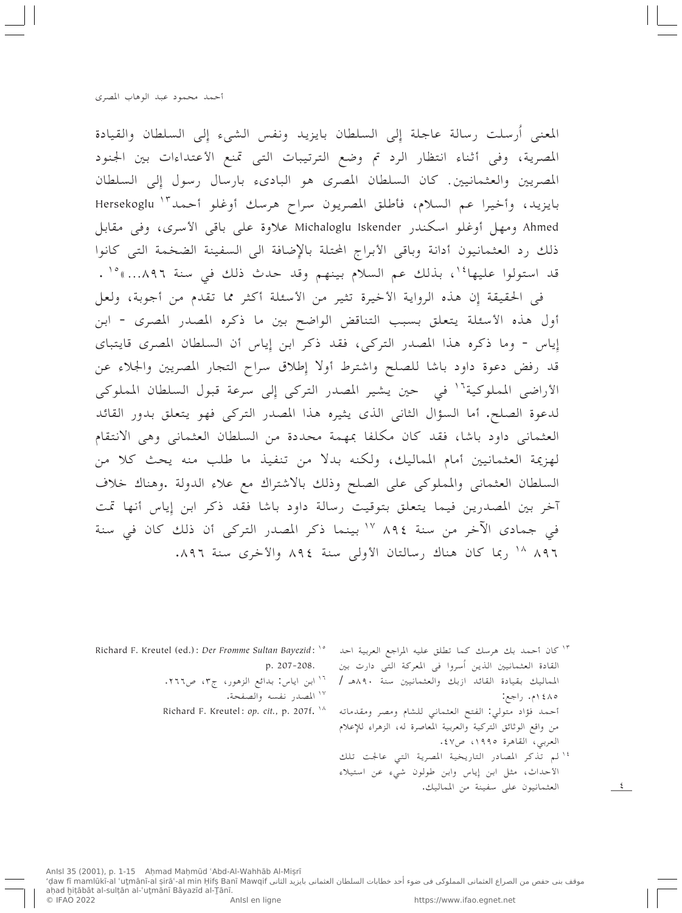المعنى أُرسلت رسالة عاجلة إلى السلطان بايزيد ونفس الشيء إلى السلطان والقيادة المصرية، وفى أثناء انتظار الرد تم وضع الترتيبات التى تمنع الأعتداءات بين الجنود المصريين والعثمانيين. كان السلطان المصرى هو البادىء بارسال رسول إلى السلطان بايزيد، وأخيرا عم السلام، فأطلق المصريون سراح هرسك أوغلو أحمد[١٣] Hersekoglu Ahmed ومهل أوغلو اسكندر Michaloglu Iskender علاوة على باقى الأسرى، وفى مقابل ذلك رد العثمانيون أدانة وباقى الأبراج المحتلة بالإضافة الى السفينة الضخمة التى كانوا قد استولوا عليها[١٤]، بذلك عم السلام بينهم وقد حدث ذلك في سنة ٨٩٦...»[١٥].

فى الحقيقة إن هذه الرواية الأخيرة تثير من الأسئلة أكثر مما تقدم من أجوبة، ولعل أول هذه الأسئلة يتعلق بسبب التناقض الواضح بين ما ذكره المصدر المصرى - ابن إياس - وما ذكره هذا المصدر التركى، فقد ذكر ابن إياس أن السلطان المصرى قايتباى قد رفض دعوة داود باشا للصلح واشترط أولا إطلاق سراح التجار المصريين والجلاء عن الأراضى المملوكية[١٦] في حين يشير المصدر التركى إلى سرعة قبول السلطان المملوكى لدعوة الصلح. أما السؤال الثانى الذى يثيره هذا المصدر التركى فهو يتعلق بدور القائد العثمانى داود باشا، فقد كان مكلفا بمهمة محددة من السلطان العثمانى وهى الانتقام لهزيمة العثمانيين أمام المماليك، ولكنه بدلا من تنفيذ ما طلب منه يحث كلا من السلطان العثمانى والمملوكى على الصلح وذلك بالاشتراك مع علاء الدولة .وهناك خلاف آخر بين المصدرين فيما يتعلق بتوقيت رسالة داود باشا فقد ذكر ابن إياس أنها تمت في جمادى الآخر من سنة ٨٩٤ [١٧] بينما ذكر المصدر التركى أن ذلك كان في سنة ٨٩٦ [١٨] ربما كان هناك رسالتان الأولى سنة ٨٩٤ والأخرى سنة ٨٩٦.

---

[١٣] كان أحمد بك هرسك كما تطلق عليه المراجع العربية احد القادة العثمانيين الذين أسروا فى المعركة التى دارت بين المماليك بقيادة القائد ازبك والعثمانيين سنة ٨٩٠هـ / ١٤٨٥م. راجع: أحمد فؤاد متولي: الفتح العثماني للشام ومصر ومقدماته من واقع الوثائق التركية والعربية المعاصرة له، الزهراء للإعلام العربي، القاهرة ١٩٩٥، ص٤٧.

[١٤] لم تذكر المصادر التاريخية المصرية التي عالجت تلك الأحداث، مثل ابن إياس وابن طولون شيء عن استيلاء العثمانيون على سفينة من المماليك.

[١٥] Richard F. Kreutel (ed.): *Der Fromme Sultan Bayezid*: p. 207-208.

[١٦] ابن اياس: بدائع الزهور، ج٣، ص٢٦٦.

[١٧] المصدر نفسه والصفحة.

[١٨] Richard F. Kreutel: *op. cit.*, p. 207f.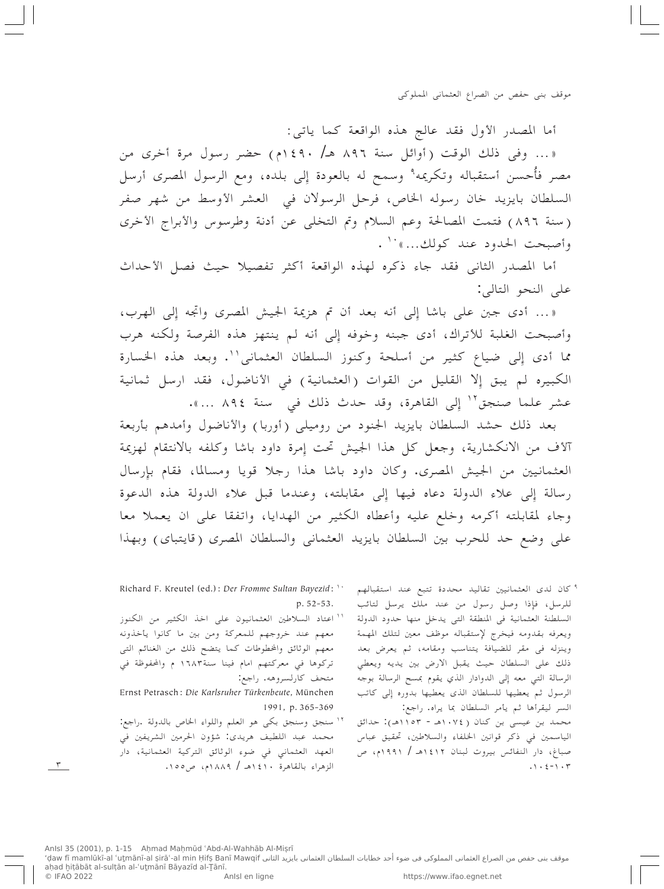أما المصدر الأول فقد عالج هذه الواقعة كما ياتى:

«... وفى ذلك الوقت (أوائل سنة ٨٩٦ هـ/ ١٤٩٠م) حضر رسول مرة أخرى من مصر فأُحسن أستقباله وتكريمه[٩] وسمح له بالعودة إلى بلده، ومع الرسول المصرى أرسل السلطان بايزيد خان رسوله الخاص، فرحل الرسولان في العشر الأوسط من شهر صفر (سنة ٨٩٦) فتمت المصالحة وعم السلام وتم التخلى عن أدنة وطرسوس والأبراج الأخرى وأصبحت الحدود عند كولك...»[١٠].

أما المصدر الثانى فقد جاء ذكره لهذه الواقعة أكثر تفصيلا حيث فصل الأحداث على النحو التالي:

«... أدى جبن على باشا إلى أنه بعد أن تم هزيمة الجيش المصرى واتجه إلى الهرب، وأصبحت الغلبة للأتراك، أدى جبنه وخوفه إلى أنه لم ينتهز هذه الفرصة ولكنه هرب مما أدى إلى ضياع كثير من أسلحة وكنوز السلطان العثمانى[١١]. وبعد هذه الخسارة الكبيره لم يبق إلا القليل من القوات (العثمانية) في الأناضول، فقد ارسل ثمانية عشر علما صنجق[١٢] إلى القاهرة، وقد حدث ذلك في سنة ٨٩٤ ...».

بعد ذلك حشد السلطان بايزيد الجنود من روميلى (أوربا) والأناضول وأمدهم بأربعة آلاف من الانكشارية، وجعل كل هذا الجيش تحت إمرة داود باشا وكلفه بالانتقام لهزيمة العثمانيين من الجيش المصرى. وكان داود باشا هذا رجلا قويا ومسالما، فقام بإرسال رسالة إلى علاء الدولة دعاه فيها إلى مقابلته، وعندما قبل علاء الدولة هذه الدعوة وجاء لمقابلته أكرمه وخلع عليه وأعطاه الكثير من الهدايا، واتفقا على ان يعملا معا على وضع حد للحرب بين السلطان بايزيد العثمانى والسلطان المصرى (قايتباى) وبهذا

---

[٩] كان لدى العثمانيين تقاليد محددة تتبع عند استقبالهم للرسل، فإذا وصل رسول من عند ملك يرسل لنائب السلطنة العثمانية فى المنطقة التى يدخل منها حدود الدولة ويعرفه بقدومه فيخرج لإستقباله موظف معين لتلك المهمة وينزله فى مقر للضيافة يتناسب ومقامه، ثم يعرض بعد ذلك على السلطان حيث يقبل الارض بين يديه ويعطي الرسالة التي معه إلى الدوادار الذي يقوم بمسح الرسالة بوجه الرسول ثم يعطيها للسلطان الذى يعطيها بدوره إلى كاتب السر ليقرأها ثم يأمر السلطان بما يراه. راجع: محمد بن عيسى بن كنان (١٠٧٤هـ - ١١٥٣هـ): حدائق الياسمين في ذكر قوانين الخلفاء والسلاطين، تحقيق عباس صباغ، دار النفائس بيروت لبنان ١٤١٢هـ / ١٩٩١م، ص ١٠٣-١٠٤.

[١٠] Richard F. Kreutel (ed.): *Der Fromme Sultan Bayezid*: p. 52-53.

[١١] اعتاد السلاطين العثمانيون على اخذ الكثير من الكنوز معهم عند خروجهم للمعركة ومن بين ما كانوا ياخذونه معهم الوثائق والمخطوطات كما يتضح ذلك من الغنائم التى تركوها في معركتهم امام فينا سنة١٦٨٣ م والمحفوظة في متحف كارلسروهه. راجع: Ernst Petrasch: *Die Karlsruher Türkenbeute*, München 1991, p. 365-369

[١٢] سنجق وسنجق بكى هو العلم واللواء الخاص بالدولة .راجع: محمد عبد اللطيف هريدى: شؤون الحرمين الشريفين في العهد العثماني في ضوء الوثائق التركية العثمانية، دار الزهراء بالقاهرة ١٤١٠هـ / ١٨٨٩م، ص١٥٥.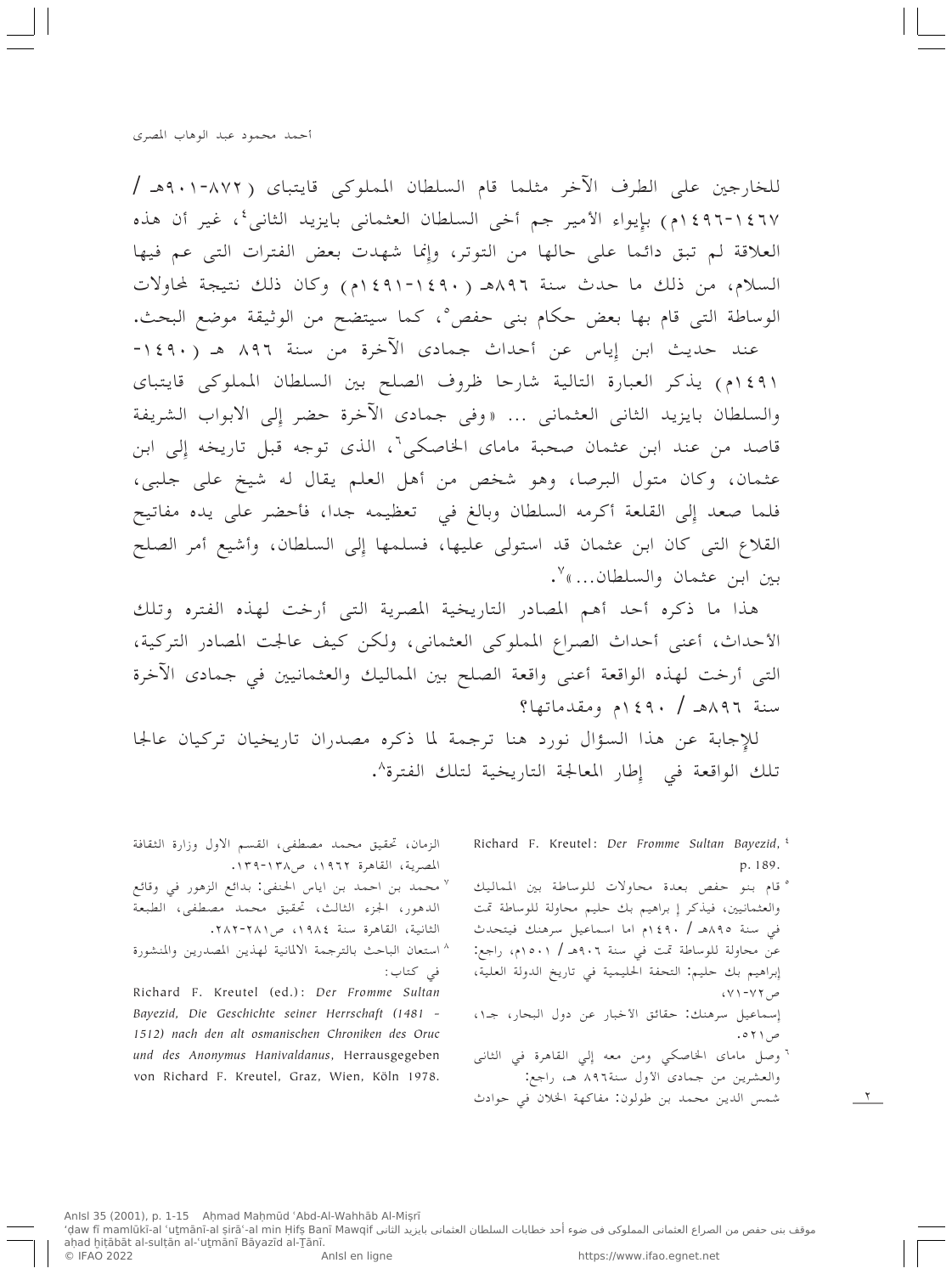للخارجين على الطرف الآخر مثلما قام السلطان المملوكى قايتباى (٨٧٢-٩٠١هـ / ١٤٦٧-١٤٩٦م) بإيواء الأمير جم أخى السلطان العثمانى بايزيد الثانى[٤]، غير أن هذه العلاقة لم تبق دائما على حالها من التوتر، وإنما شهدت بعض الفترات التى عم فيها السلام، من ذلك ما حدث سنة ٨٩٦هـ (١٤٩٠-١٤٩١م) وكان ذلك نتيجة لمحاولات الوساطة التى قام بها بعض حكام بنى حفص[٥]، كما سيتضح من الوثيقة موضع البحث.

عند حديث ابن إياس عن أحداث جمادى الآخرة من سنة ٨٩٦ هـ (١٤٩٠-١٤٩١م) يذكر العبارة التالية شارحا ظروف الصلح بين السلطان المملوكى قايتباى والسلطان بايزيد الثانى العثمانى ... «وفى جمادى الآخرة حضر إلى الابواب الشريفة قاصد من عند ابن عثمان صحبة ماماى الخاصكى[٦]، الذى توجه قبل تاريخه إلى ابن عثمان، وكان متول البرصا، وهو شخص من أهل العلم يقال له شيخ على جلبى، فلما صعد إلى القلعة أكرمه السلطان وبالغ في تعظيمه جدا، فأحضر على يده مفاتيح القلاع التى كان ابن عثمان قد استولى عليها، فسلمها إلى السلطان، وأشيع أمر الصلح بين ابن عثمان والسلطان...»[٧].

هذا ما ذكره أحد أهم المصادر التاريخية المصرية التى أرخت لهذه الفتره وتلك الأحداث، أعنى أحداث الصراع المملوكى العثمانى، ولكن كيف عالجت المصادر التركية، التى أرخت لهذه الواقعة أعنى واقعة الصلح بين المماليك والعثمانيين في جمادى الآخرة سنة ٨٩٦هـ / ١٤٩٠م ومقدماتها؟

للإجابة عن هذا السؤال نورد هنا ترجمة لما ذكره مصدران تاريخيان تركيان عالجا تلك الواقعة في إطار المعالجة التاريخية لتلك الفترة[٨].

---

[٤] Richard F. Kreutel: *Der Fromme Sultan Bayezid*, p. 189.

[٥] قام بنو حفص بعدة محاولات للوساطة بين المماليك والعثمانيين، فيذكر إبراهيم بك حليم محاولة للوساطة تمت في سنة ٨٩٥هـ / ١٤٩٠م اما اسماعيل سرهنك فيتحدث عن محاولة للوساطة تمت في سنة ٩٠٦هـ / ١٥٠١م، راجع: إبراهيم بك حليم: التحفة الحليمية في تاريخ الدولة العلية، ص٧٢-٧١،
إسماعيل سرهنك: حقائق الاخبار عن دول البحار، جـ١، ص٥٢١.

[٦] وصل ماماى الخاصكي ومن معه إلى القاهرة في الثانى والعشرين من جمادى الأول سنة٨٩٦ هـ، راجع: شمس الدين محمد بن طولون: مفاكهة الخلان في حوادث الزمان، تحقيق محمد مصطفى، القسم الاول وزارة الثقافة المصرية، القاهرة ١٩٦٢، ص١٣٨-١٣٩.

[٧] محمد بن احمد بن اياس الحنفى: بدائع الزهور في وقائع الدهور، الجزء الثالث، تحقيق محمد مصطفى، الطبعة الثانية، القاهرة سنة ١٩٨٤، ص٢٨١-٢٨٢.

[٨] استعان الباحث بالترجمة الالمانية لهذين المصدرين والمنشورة في كتاب:
Richard F. Kreutel (ed.): *Der Fromme Sultan Bayezid, Die Geschichte seiner Herrschaft (1481 - 1512) nach den alt osmanischen Chroniken des Oruc und des Anonymus Hanivaldanus*, Herrausgegeben von Richard F. Kreutel, Graz, Wien, Köln 1978.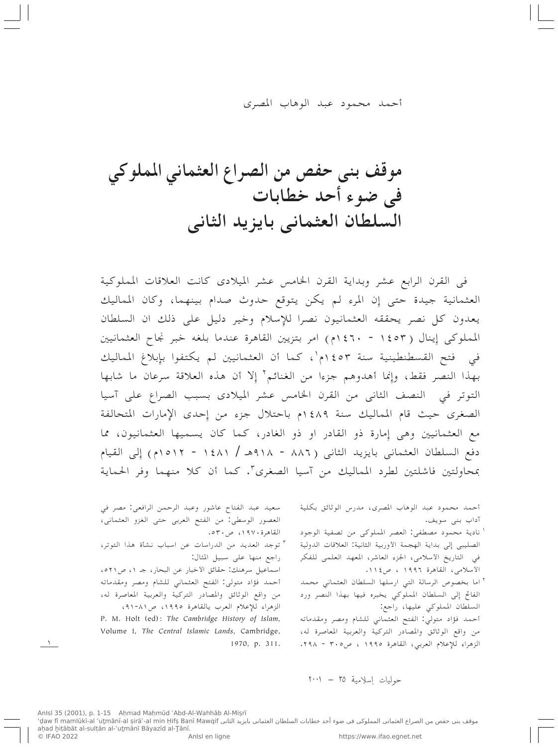أحمد محمود عبد الوهاب المصرى

# موقف بنى حفص من الصراع العثماني المملوكي فى ضوء أحد خطابات السلطان العثمانى بايزيد الثانى

فى القرن الرابع عشر وبداية القرن الخامس عشر الميلادى كانت العلاقات المملوكية العثمانية جيدة حتى إن المرء لم يكن يتوقع حدوث صدام بينهما، وكان المماليك يعدون كل نصر يحققه العثمانيون نصرا للإسلام وخير دليل على ذلك ان السلطان المملوكى إينال (١٤٥٣ - ١٤٦٠م) امر بتزيين القاهرة عندما بلغه خبر نجاح العثمانيين في فتح القسطنطينية سنة ١٤٥٣م[١]، كما أن العثمانيين لم يكتفوا بإبلاغ المماليك بهذا النصر فقط، وإنما أهدوهم جزءا من الغنائم[٢] إلا أن هذه العلاقة سرعان ما شابها التوتر في النصف الثانى من القرن الخامس عشر الميلادى بسبب الصراع على آسيا الصغرى حيث قام المماليك سنة ١٤٨٩م باحتلال جزء من إحدى الإمارات المتحالفة مع العثمانيين وهى إمارة ذو القادر او ذو الغادر، كما كان يسميها العثمانيون، مما دفع السلطان العثمانى بايزيد الثانى (٨٨٦ - ٩١٨هـ / ١٤٨١ - ١٥١٢م) إلى القيام بمحاولتين فاشلتين لطرد المماليك من آسيا الصغرى[٣]. كما أن كلا منهما وفر الحماية

---

أحمد محمود عبد الوهاب المصرى، مدرس الوثائق بكلية آداب بنى سويف.

[١] نادية محمود مصطفى: العصر المملوكى من تصفية الوجود الصليبى إلى بداية الهجمة الأوربية الثانية: العلاقات الدولية في التاريخ الأسلامى، الجزء العاشر، المعهد العلمى للفكر الأسلامى، القاهرة ١٩٩٦ ، ص١١٤.

[٢] اما بخصوص الرسالة التي ارسلها السلطان العثماني محمد الفاتح إلى السلطان المملوكي يخبره فيها بهذا النصر ورد السلطان المملوكي عليها، راجع:
أحمد فؤاد متولي: الفتح العثماني للشام ومصر ومقدماته من واقع الوثائق والمصادر التركية والعربية المعاصرة له، الزهراء للإعلام العربي، القاهرة ١٩٩٥ ، ص٣٠٥ - ٢٩٨.

سعيد عبد الفتاح عاشور وعبد الرحمن الرافعى: مصر في العصور الوسطى: من الفتح العربى حتى الغزو العثمانى، القاهرة١٩٧٠، ص٥٣٠.

[٣] توجد العديد من الدراسات عن اسباب نشأة هذا التوتر، راجع منها على سبيل المثال:
اسماعيل سرهنك: حقائق الأخبار عن البحار، جـ ١، ص٥٢١،
أحمد فؤاد متولى: الفتح العثماني للشام ومصر ومقدماته من واقع الوثائق والمصادر التركية والعربية المعاصرة له، الزهراء للإعلام العرب بالقاهرة ١٩٩٥، ص٨١-٩١،
P. M. Holt (ed): *The Cambridge History of Islam*, Volume I, *The Central Islamic Lands*, Cambridge, 1970, p. 311.